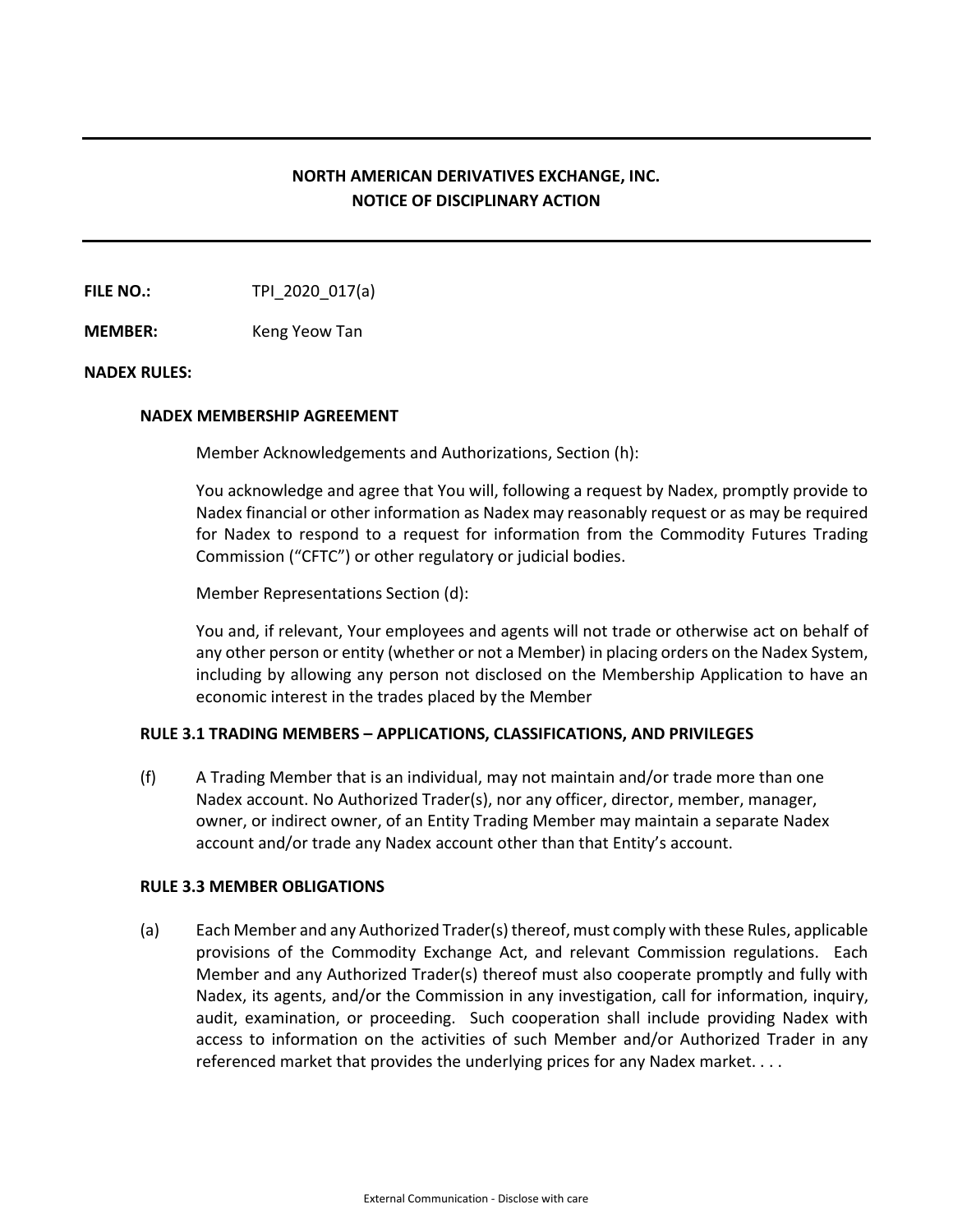# NORTH AMERICAN DERIVATIVES EXCHANGE, INC.
# NOTICE OF DISCIPLINARY ACTION

**FILE NO.:** TPI_2020_017(a)

**MEMBER:** Keng Yeow Tan

**NADEX RULES:**

### NADEX MEMBERSHIP AGREEMENT

Member Acknowledgements and Authorizations, Section (h):

You acknowledge and agree that You will, following a request by Nadex, promptly provide to Nadex financial or other information as Nadex may reasonably request or as may be required for Nadex to respond to a request for information from the Commodity Futures Trading Commission ("CFTC") or other regulatory or judicial bodies.

Member Representations Section (d):

You and, if relevant, Your employees and agents will not trade or otherwise act on behalf of any other person or entity (whether or not a Member) in placing orders on the Nadex System, including by allowing any person not disclosed on the Membership Application to have an economic interest in the trades placed by the Member

### RULE 3.1 TRADING MEMBERS – APPLICATIONS, CLASSIFICATIONS, AND PRIVILEGES

(f) A Trading Member that is an individual, may not maintain and/or trade more than one Nadex account. No Authorized Trader(s), nor any officer, director, member, manager, owner, or indirect owner, of an Entity Trading Member may maintain a separate Nadex account and/or trade any Nadex account other than that Entity's account.

### RULE 3.3 MEMBER OBLIGATIONS

(a) Each Member and any Authorized Trader(s) thereof, must comply with these Rules, applicable provisions of the Commodity Exchange Act, and relevant Commission regulations. Each Member and any Authorized Trader(s) thereof must also cooperate promptly and fully with Nadex, its agents, and/or the Commission in any investigation, call for information, inquiry, audit, examination, or proceeding. Such cooperation shall include providing Nadex with access to information on the activities of such Member and/or Authorized Trader in any referenced market that provides the underlying prices for any Nadex market. . . .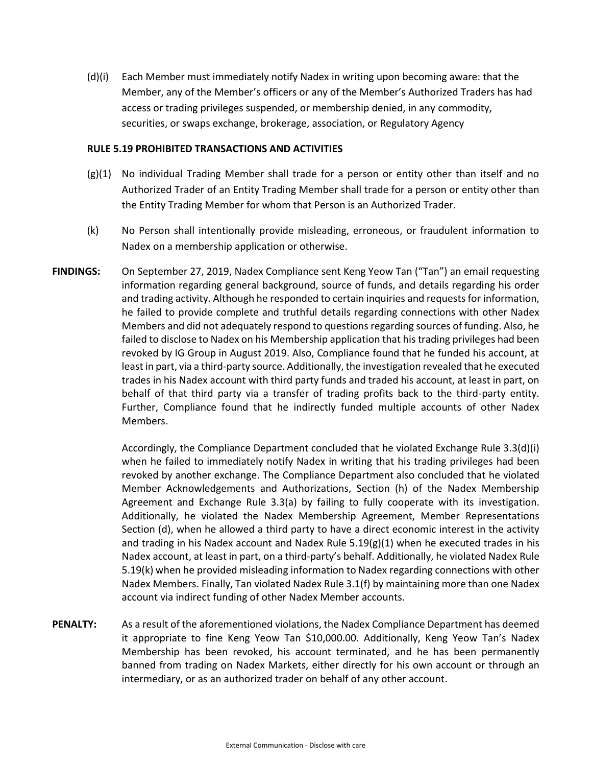(d)(i) Each Member must immediately notify Nadex in writing upon becoming aware: that the Member, any of the Member's officers or any of the Member's Authorized Traders has had access or trading privileges suspended, or membership denied, in any commodity, securities, or swaps exchange, brokerage, association, or Regulatory Agency

**RULE 5.19 PROHIBITED TRANSACTIONS AND ACTIVITIES**

(g)(1) No individual Trading Member shall trade for a person or entity other than itself and no Authorized Trader of an Entity Trading Member shall trade for a person or entity other than the Entity Trading Member for whom that Person is an Authorized Trader.

(k) No Person shall intentionally provide misleading, erroneous, or fraudulent information to Nadex on a membership application or otherwise.

**FINDINGS:** On September 27, 2019, Nadex Compliance sent Keng Yeow Tan ("Tan") an email requesting information regarding general background, source of funds, and details regarding his order and trading activity. Although he responded to certain inquiries and requests for information, he failed to provide complete and truthful details regarding connections with other Nadex Members and did not adequately respond to questions regarding sources of funding. Also, he failed to disclose to Nadex on his Membership application that his trading privileges had been revoked by IG Group in August 2019. Also, Compliance found that he funded his account, at least in part, via a third-party source. Additionally, the investigation revealed that he executed trades in his Nadex account with third party funds and traded his account, at least in part, on behalf of that third party via a transfer of trading profits back to the third-party entity. Further, Compliance found that he indirectly funded multiple accounts of other Nadex Members.

Accordingly, the Compliance Department concluded that he violated Exchange Rule 3.3(d)(i) when he failed to immediately notify Nadex in writing that his trading privileges had been revoked by another exchange. The Compliance Department also concluded that he violated Member Acknowledgements and Authorizations, Section (h) of the Nadex Membership Agreement and Exchange Rule 3.3(a) by failing to fully cooperate with its investigation. Additionally, he violated the Nadex Membership Agreement, Member Representations Section (d), when he allowed a third party to have a direct economic interest in the activity and trading in his Nadex account and Nadex Rule 5.19(g)(1) when he executed trades in his Nadex account, at least in part, on a third-party's behalf. Additionally, he violated Nadex Rule 5.19(k) when he provided misleading information to Nadex regarding connections with other Nadex Members. Finally, Tan violated Nadex Rule 3.1(f) by maintaining more than one Nadex account via indirect funding of other Nadex Member accounts.

**PENALTY:** As a result of the aforementioned violations, the Nadex Compliance Department has deemed it appropriate to fine Keng Yeow Tan $10,000.00. Additionally, Keng Yeow Tan's Nadex Membership has been revoked, his account terminated, and he has been permanently banned from trading on Nadex Markets, either directly for his own account or through an intermediary, or as an authorized trader on behalf of any other account.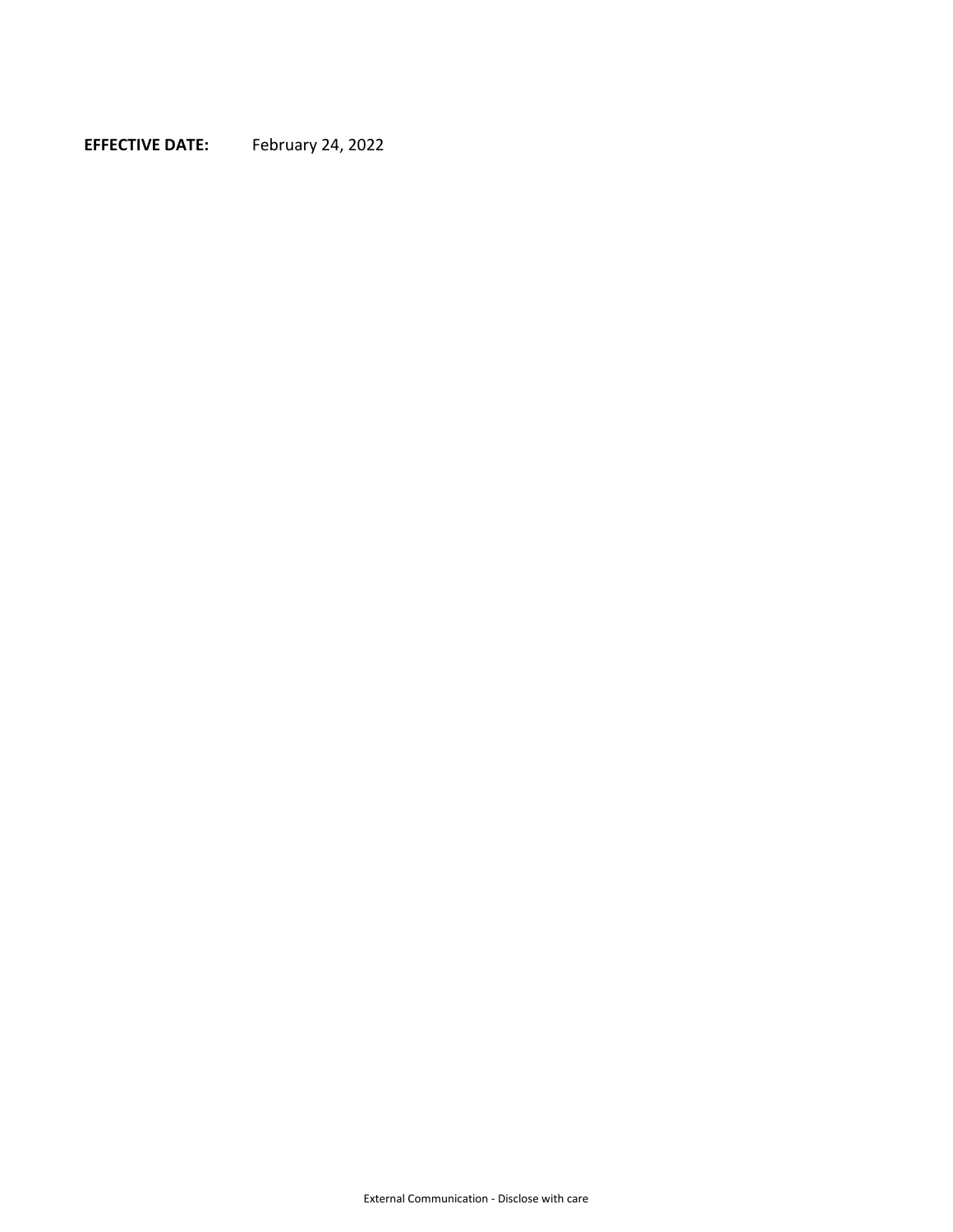**EFFECTIVE DATE:** February 24, 2022